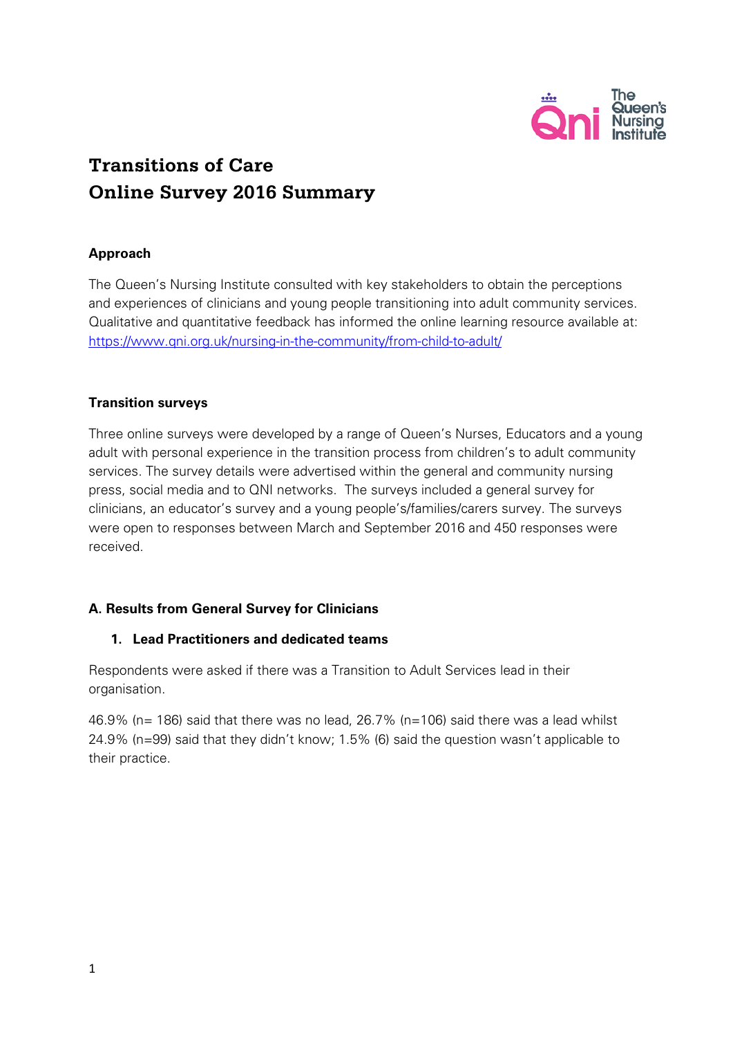# Transitions of Care
# Online Survey 2016 Summary

### Approach

The Queen's Nursing Institute consulted with key stakeholders to obtain the perceptions and experiences of clinicians and young people transitioning into adult community services. Qualitative and quantitative feedback has informed the online learning resource available at: [https://www.qni.org.uk/nursing-in-the-community/from-child-to-adult/](https://www.qni.org.uk/nursing-in-the-community/from-child-to-adult/)

### Transition surveys

Three online surveys were developed by a range of Queen's Nurses, Educators and a young adult with personal experience in the transition process from children's to adult community services. The survey details were advertised within the general and community nursing press, social media and to QNI networks. The surveys included a general survey for clinicians, an educator's survey and a young people's/families/carers survey. The surveys were open to responses between March and September 2016 and 450 responses were received.

### A. Results from General Survey for Clinicians

#### 1. Lead Practitioners and dedicated teams

Respondents were asked if there was a Transition to Adult Services lead in their organisation.

46.9% (n= 186) said that there was no lead, 26.7% (n=106) said there was a lead whilst 24.9% (n=99) said that they didn't know; 1.5% (6) said the question wasn't applicable to their practice.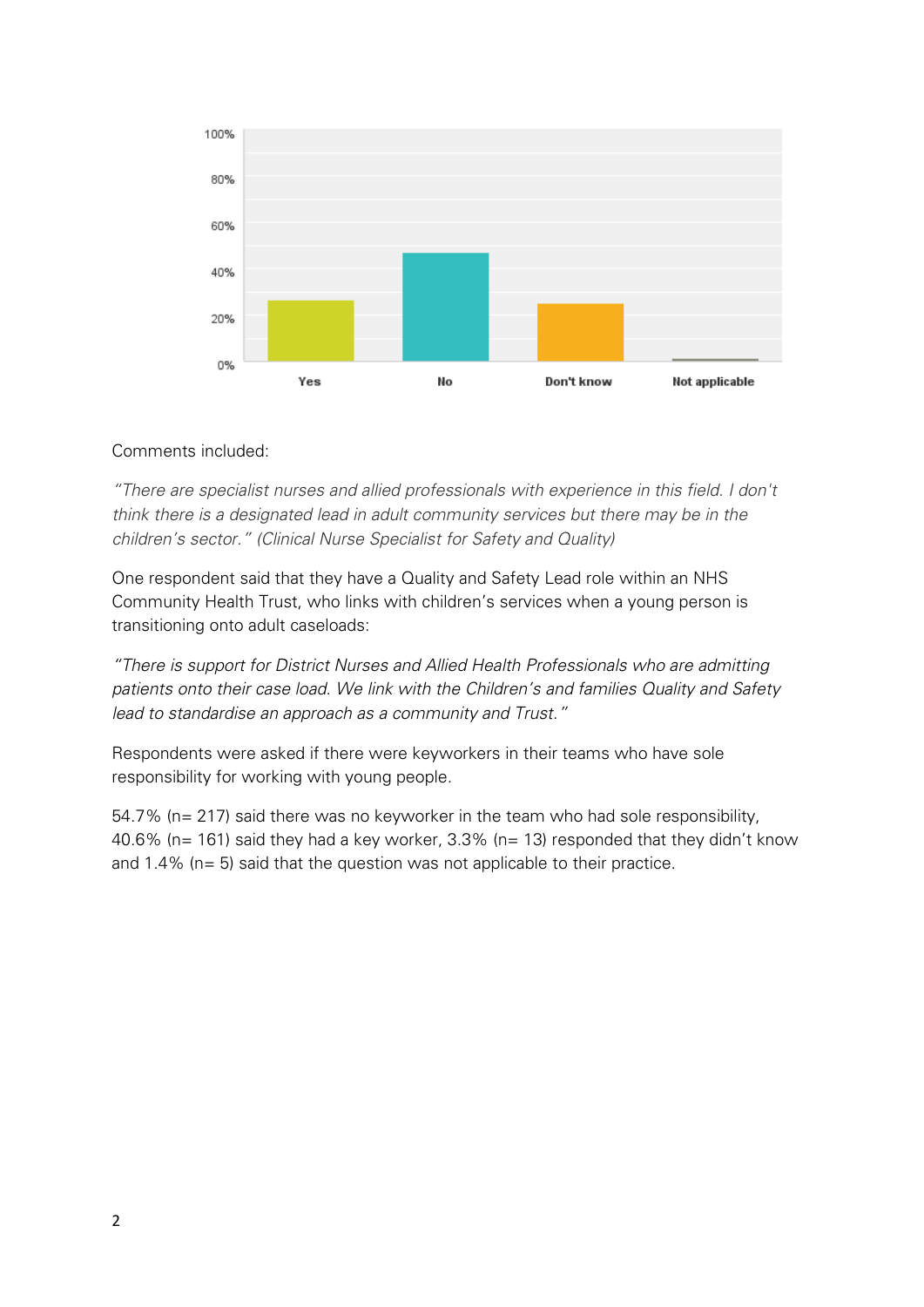Comments included:

*"There are specialist nurses and allied professionals with experience in this field. I don't think there is a designated lead in adult community services but there may be in the children's sector." (Clinical Nurse Specialist for Safety and Quality)*

One respondent said that they have a Quality and Safety Lead role within an NHS Community Health Trust, who links with children's services when a young person is transitioning onto adult caseloads:

*"There is support for District Nurses and Allied Health Professionals who are admitting patients onto their case load. We link with the Children's and families Quality and Safety lead to standardise an approach as a community and Trust."*

Respondents were asked if there were keyworkers in their teams who have sole responsibility for working with young people.

54.7% (n= 217) said there was no keyworker in the team who had sole responsibility, 40.6% (n= 161) said they had a key worker, 3.3% (n= 13) responded that they didn't know and 1.4% (n= 5) said that the question was not applicable to their practice.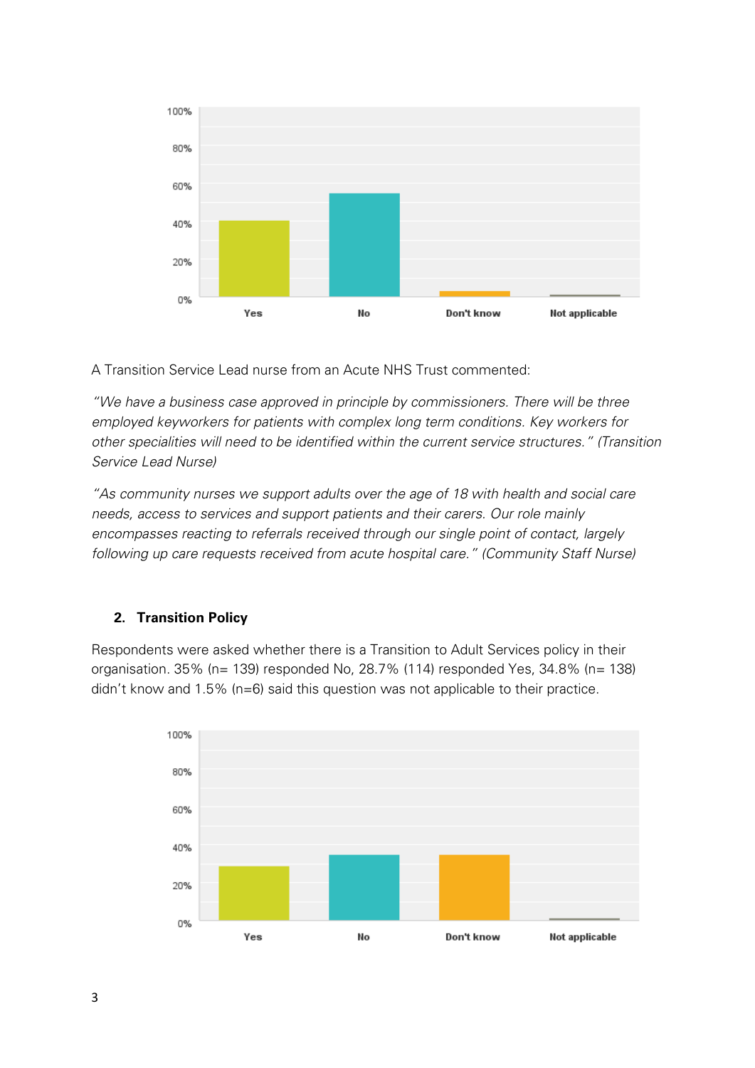A Transition Service Lead nurse from an Acute NHS Trust commented:

*"We have a business case approved in principle by commissioners. There will be three employed keyworkers for patients with complex long term conditions. Key workers for other specialities will need to be identified within the current service structures." (Transition Service Lead Nurse)*

*"As community nurses we support adults over the age of 18 with health and social care needs, access to services and support patients and their carers. Our role mainly encompasses reacting to referrals received through our single point of contact, largely following up care requests received from acute hospital care." (Community Staff Nurse)*

## 2. Transition Policy

Respondents were asked whether there is a Transition to Adult Services policy in their organisation. 35% (n= 139) responded No, 28.7% (114) responded Yes, 34.8% (n= 138) didn't know and 1.5% (n=6) said this question was not applicable to their practice.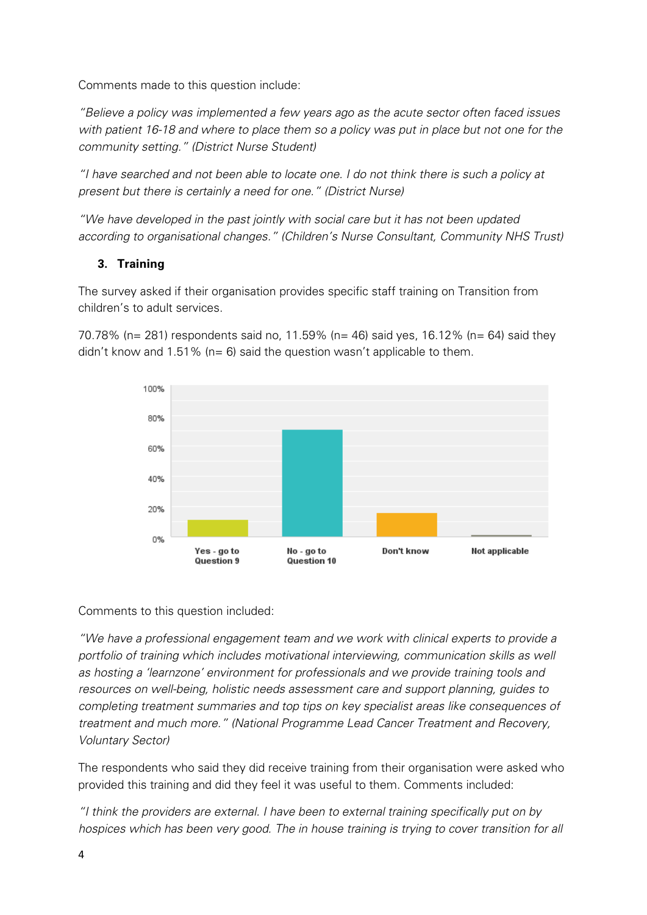Comments made to this question include:

*"Believe a policy was implemented a few years ago as the acute sector often faced issues with patient 16-18 and where to place them so a policy was put in place but not one for the community setting." (District Nurse Student)*

*"I have searched and not been able to locate one. I do not think there is such a policy at present but there is certainly a need for one." (District Nurse)*

*"We have developed in the past jointly with social care but it has not been updated according to organisational changes." (Children's Nurse Consultant, Community NHS Trust)*

## 3. Training

The survey asked if their organisation provides specific staff training on Transition from children's to adult services.

70.78% (n= 281) respondents said no, 11.59% (n= 46) said yes, 16.12% (n= 64) said they didn't know and 1.51% (n= 6) said the question wasn't applicable to them.

Comments to this question included:

*"We have a professional engagement team and we work with clinical experts to provide a portfolio of training which includes motivational interviewing, communication skills as well as hosting a 'learnzone' environment for professionals and we provide training tools and resources on well-being, holistic needs assessment care and support planning, guides to completing treatment summaries and top tips on key specialist areas like consequences of treatment and much more." (National Programme Lead Cancer Treatment and Recovery, Voluntary Sector)*

The respondents who said they did receive training from their organisation were asked who provided this training and did they feel it was useful to them. Comments included:

*"I think the providers are external. I have been to external training specifically put on by hospices which has been very good. The in house training is trying to cover transition for all*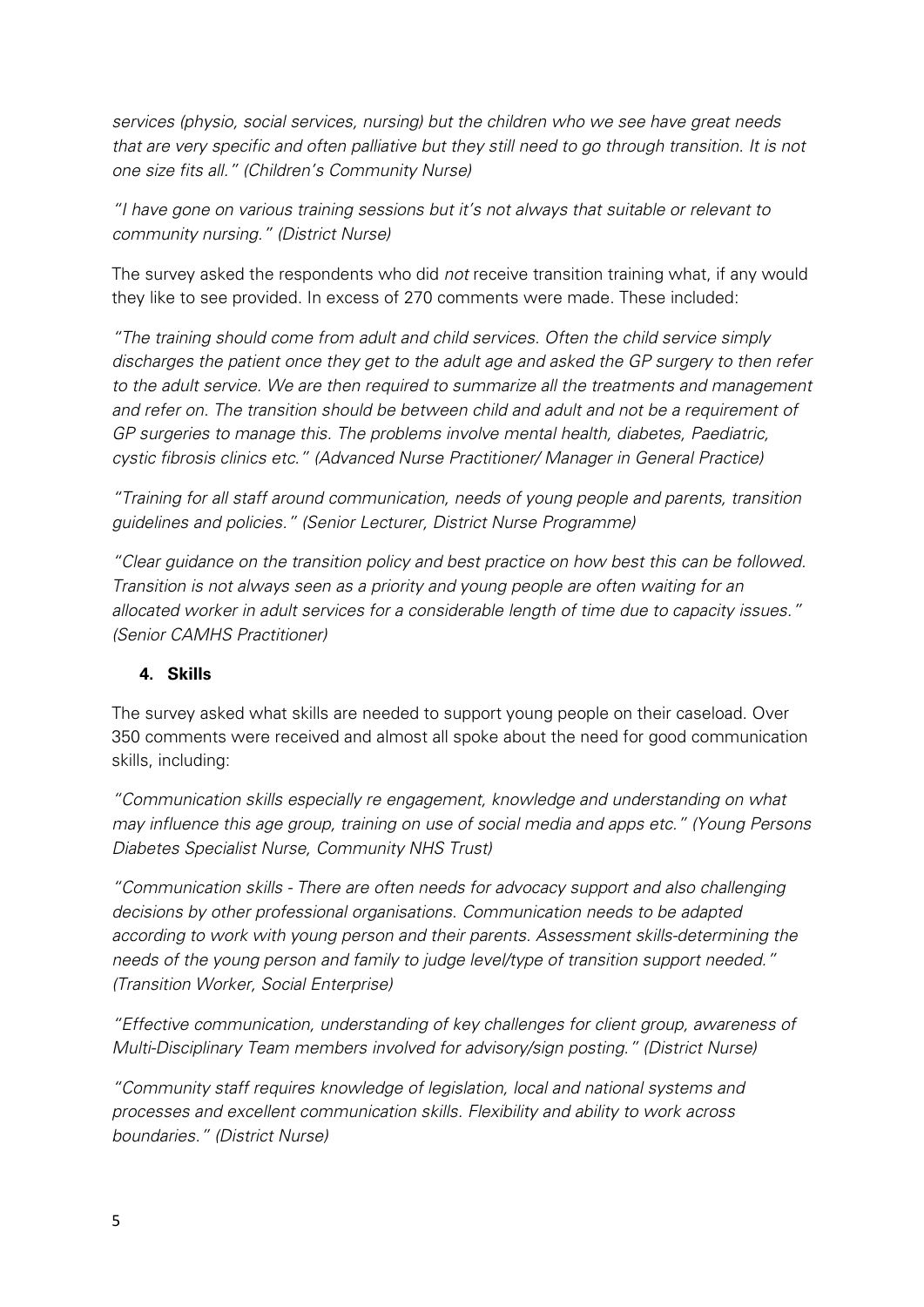*services (physio, social services, nursing) but the children who we see have great needs that are very specific and often palliative but they still need to go through transition. It is not one size fits all." (Children's Community Nurse)*

*"I have gone on various training sessions but it's not always that suitable or relevant to community nursing." (District Nurse)*

The survey asked the respondents who did *not* receive transition training what, if any would they like to see provided. In excess of 270 comments were made. These included:

*"The training should come from adult and child services. Often the child service simply discharges the patient once they get to the adult age and asked the GP surgery to then refer to the adult service. We are then required to summarize all the treatments and management and refer on. The transition should be between child and adult and not be a requirement of GP surgeries to manage this. The problems involve mental health, diabetes, Paediatric, cystic fibrosis clinics etc." (Advanced Nurse Practitioner/ Manager in General Practice)*

*"Training for all staff around communication, needs of young people and parents, transition guidelines and policies." (Senior Lecturer, District Nurse Programme)*

*"Clear guidance on the transition policy and best practice on how best this can be followed. Transition is not always seen as a priority and young people are often waiting for an allocated worker in adult services for a considerable length of time due to capacity issues." (Senior CAMHS Practitioner)*

## 4. Skills

The survey asked what skills are needed to support young people on their caseload. Over 350 comments were received and almost all spoke about the need for good communication skills, including:

*"Communication skills especially re engagement, knowledge and understanding on what may influence this age group, training on use of social media and apps etc." (Young Persons Diabetes Specialist Nurse, Community NHS Trust)*

*"Communication skills - There are often needs for advocacy support and also challenging decisions by other professional organisations. Communication needs to be adapted according to work with young person and their parents. Assessment skills-determining the needs of the young person and family to judge level/type of transition support needed." (Transition Worker, Social Enterprise)*

*"Effective communication, understanding of key challenges for client group, awareness of Multi-Disciplinary Team members involved for advisory/sign posting." (District Nurse)*

*"Community staff requires knowledge of legislation, local and national systems and processes and excellent communication skills. Flexibility and ability to work across boundaries." (District Nurse)*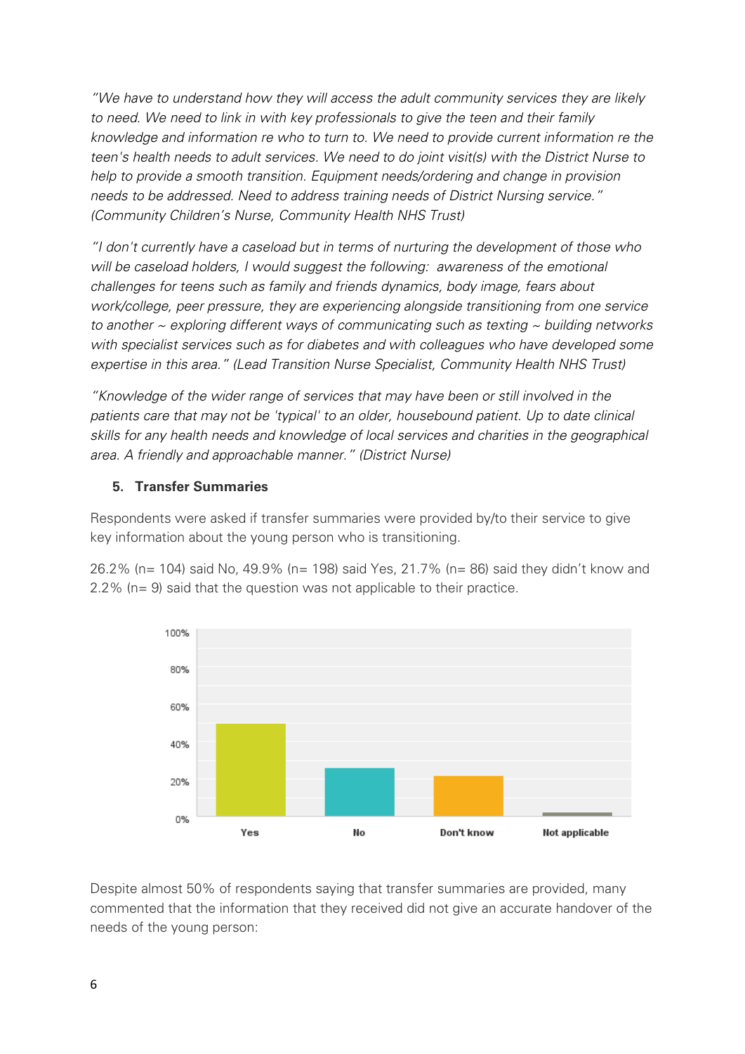*"We have to understand how they will access the adult community services they are likely to need. We need to link in with key professionals to give the teen and their family knowledge and information re who to turn to. We need to provide current information re the teen's health needs to adult services. We need to do joint visit(s) with the District Nurse to help to provide a smooth transition. Equipment needs/ordering and change in provision needs to be addressed. Need to address training needs of District Nursing service." (Community Children's Nurse, Community Health NHS Trust)*

*"I don't currently have a caseload but in terms of nurturing the development of those who will be caseload holders, I would suggest the following: awareness of the emotional challenges for teens such as family and friends dynamics, body image, fears about work/college, peer pressure, they are experiencing alongside transitioning from one service to another ~ exploring different ways of communicating such as texting ~ building networks with specialist services such as for diabetes and with colleagues who have developed some expertise in this area." (Lead Transition Nurse Specialist, Community Health NHS Trust)*

*"Knowledge of the wider range of services that may have been or still involved in the patients care that may not be 'typical' to an older, housebound patient. Up to date clinical skills for any health needs and knowledge of local services and charities in the geographical area. A friendly and approachable manner." (District Nurse)*

### 5. Transfer Summaries

Respondents were asked if transfer summaries were provided by/to their service to give key information about the young person who is transitioning.

26.2% (n= 104) said No, 49.9% (n= 198) said Yes, 21.7% (n= 86) said they didn't know and 2.2% (n= 9) said that the question was not applicable to their practice.

| Response | Percentage |
|---|---|
| Yes | 49.9% |
| No | 26.2% |
| Don't know | 21.7% |
| Not applicable | 2.2% |

Despite almost 50% of respondents saying that transfer summaries are provided, many commented that the information that they received did not give an accurate handover of the needs of the young person: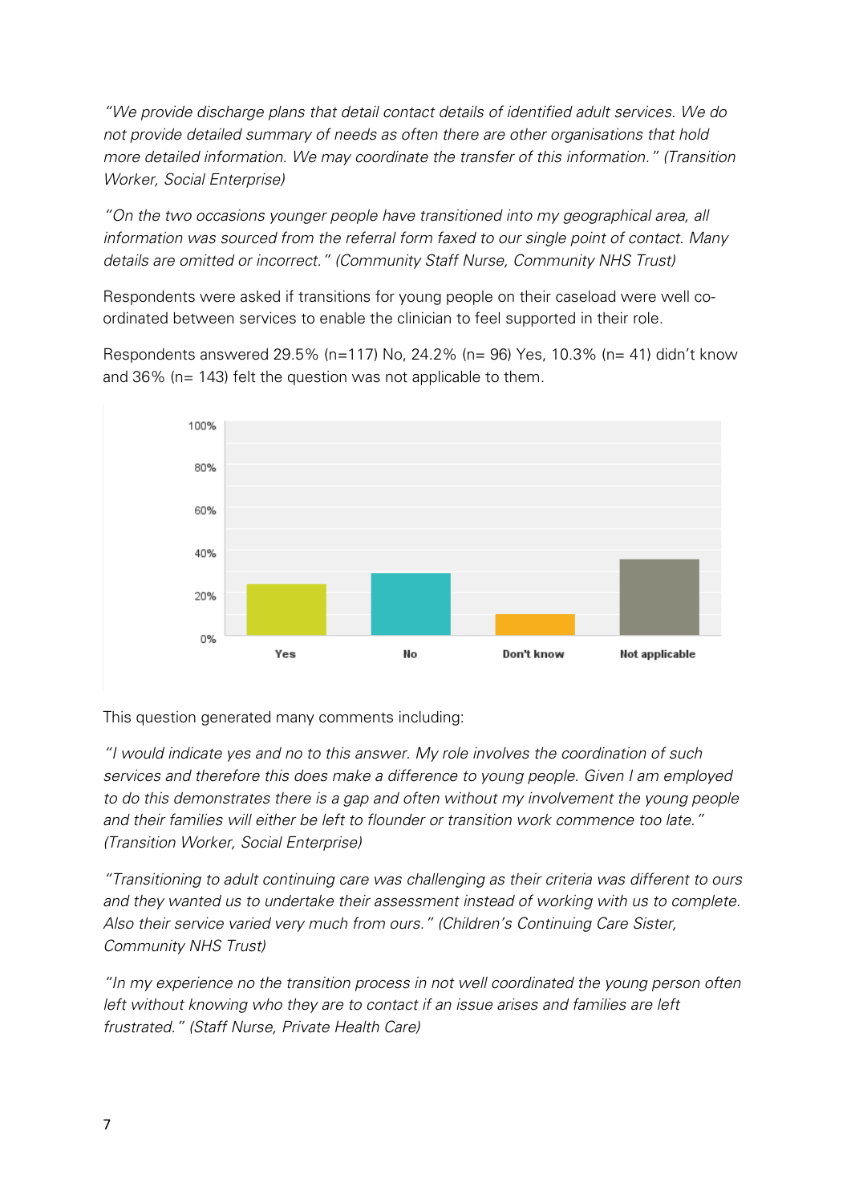*"We provide discharge plans that detail contact details of identified adult services. We do not provide detailed summary of needs as often there are other organisations that hold more detailed information. We may coordinate the transfer of this information." (Transition Worker, Social Enterprise)*

*"On the two occasions younger people have transitioned into my geographical area, all information was sourced from the referral form faxed to our single point of contact. Many details are omitted or incorrect." (Community Staff Nurse, Community NHS Trust)*

Respondents were asked if transitions for young people on their caseload were well co-ordinated between services to enable the clinician to feel supported in their role.

Respondents answered 29.5% (n=117) No, 24.2% (n= 96) Yes, 10.3% (n= 41) didn't know and 36% (n= 143) felt the question was not applicable to them.

This question generated many comments including:

*"I would indicate yes and no to this answer. My role involves the coordination of such services and therefore this does make a difference to young people. Given I am employed to do this demonstrates there is a gap and often without my involvement the young people and their families will either be left to flounder or transition work commence too late." (Transition Worker, Social Enterprise)*

*"Transitioning to adult continuing care was challenging as their criteria was different to ours and they wanted us to undertake their assessment instead of working with us to complete. Also their service varied very much from ours." (Children's Continuing Care Sister, Community NHS Trust)*

*"In my experience no the transition process in not well coordinated the young person often left without knowing who they are to contact if an issue arises and families are left frustrated." (Staff Nurse, Private Health Care)*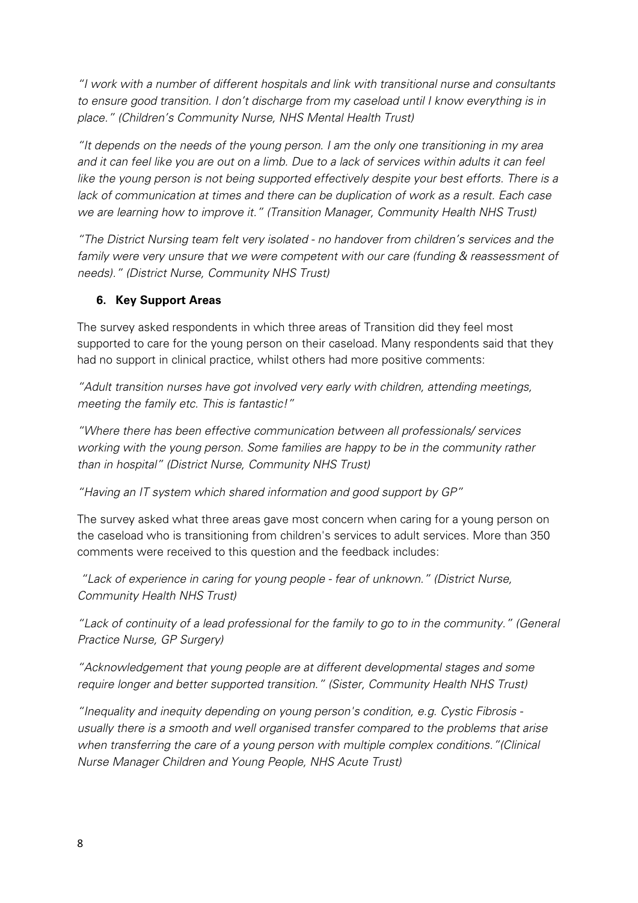*"I work with a number of different hospitals and link with transitional nurse and consultants to ensure good transition. I don't discharge from my caseload until I know everything is in place." (Children's Community Nurse, NHS Mental Health Trust)*

*"It depends on the needs of the young person. I am the only one transitioning in my area and it can feel like you are out on a limb. Due to a lack of services within adults it can feel like the young person is not being supported effectively despite your best efforts. There is a lack of communication at times and there can be duplication of work as a result. Each case we are learning how to improve it." (Transition Manager, Community Health NHS Trust)*

*"The District Nursing team felt very isolated - no handover from children's services and the family were very unsure that we were competent with our care (funding & reassessment of needs)." (District Nurse, Community NHS Trust)*

## 6. Key Support Areas

The survey asked respondents in which three areas of Transition did they feel most supported to care for the young person on their caseload. Many respondents said that they had no support in clinical practice, whilst others had more positive comments:

*"Adult transition nurses have got involved very early with children, attending meetings, meeting the family etc. This is fantastic!"*

*"Where there has been effective communication between all professionals/ services working with the young person. Some families are happy to be in the community rather than in hospital" (District Nurse, Community NHS Trust)*

*"Having an IT system which shared information and good support by GP"*

The survey asked what three areas gave most concern when caring for a young person on the caseload who is transitioning from children's services to adult services. More than 350 comments were received to this question and the feedback includes:

*"Lack of experience in caring for young people - fear of unknown." (District Nurse, Community Health NHS Trust)*

*"Lack of continuity of a lead professional for the family to go to in the community." (General Practice Nurse, GP Surgery)*

*"Acknowledgement that young people are at different developmental stages and some require longer and better supported transition." (Sister, Community Health NHS Trust)*

*"Inequality and inequity depending on young person's condition, e.g. Cystic Fibrosis - usually there is a smooth and well organised transfer compared to the problems that arise when transferring the care of a young person with multiple complex conditions."(Clinical Nurse Manager Children and Young People, NHS Acute Trust)*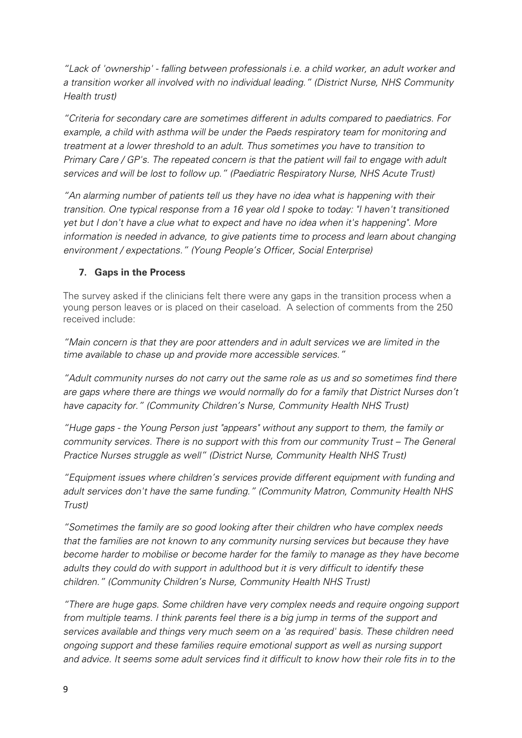*"Lack of 'ownership' - falling between professionals i.e. a child worker, an adult worker and a transition worker all involved with no individual leading." (District Nurse, NHS Community Health trust)*

*"Criteria for secondary care are sometimes different in adults compared to paediatrics. For example, a child with asthma will be under the Paeds respiratory team for monitoring and treatment at a lower threshold to an adult. Thus sometimes you have to transition to Primary Care / GP's. The repeated concern is that the patient will fail to engage with adult services and will be lost to follow up." (Paediatric Respiratory Nurse, NHS Acute Trust)*

*"An alarming number of patients tell us they have no idea what is happening with their transition. One typical response from a 16 year old I spoke to today: "I haven't transitioned yet but I don't have a clue what to expect and have no idea when it's happening". More information is needed in advance, to give patients time to process and learn about changing environment / expectations." (Young People's Officer, Social Enterprise)*

### 7. Gaps in the Process

The survey asked if the clinicians felt there were any gaps in the transition process when a young person leaves or is placed on their caseload. A selection of comments from the 250 received include:

*"Main concern is that they are poor attenders and in adult services we are limited in the time available to chase up and provide more accessible services."*

*"Adult community nurses do not carry out the same role as us and so sometimes find there are gaps where there are things we would normally do for a family that District Nurses don't have capacity for." (Community Children's Nurse, Community Health NHS Trust)*

*"Huge gaps - the Young Person just "appears" without any support to them, the family or community services. There is no support with this from our community Trust – The General Practice Nurses struggle as well" (District Nurse, Community Health NHS Trust)*

*"Equipment issues where children's services provide different equipment with funding and adult services don't have the same funding." (Community Matron, Community Health NHS Trust)*

*"Sometimes the family are so good looking after their children who have complex needs that the families are not known to any community nursing services but because they have become harder to mobilise or become harder for the family to manage as they have become adults they could do with support in adulthood but it is very difficult to identify these children." (Community Children's Nurse, Community Health NHS Trust)*

*"There are huge gaps. Some children have very complex needs and require ongoing support from multiple teams. I think parents feel there is a big jump in terms of the support and services available and things very much seem on a 'as required' basis. These children need ongoing support and these families require emotional support as well as nursing support and advice. It seems some adult services find it difficult to know how their role fits in to the*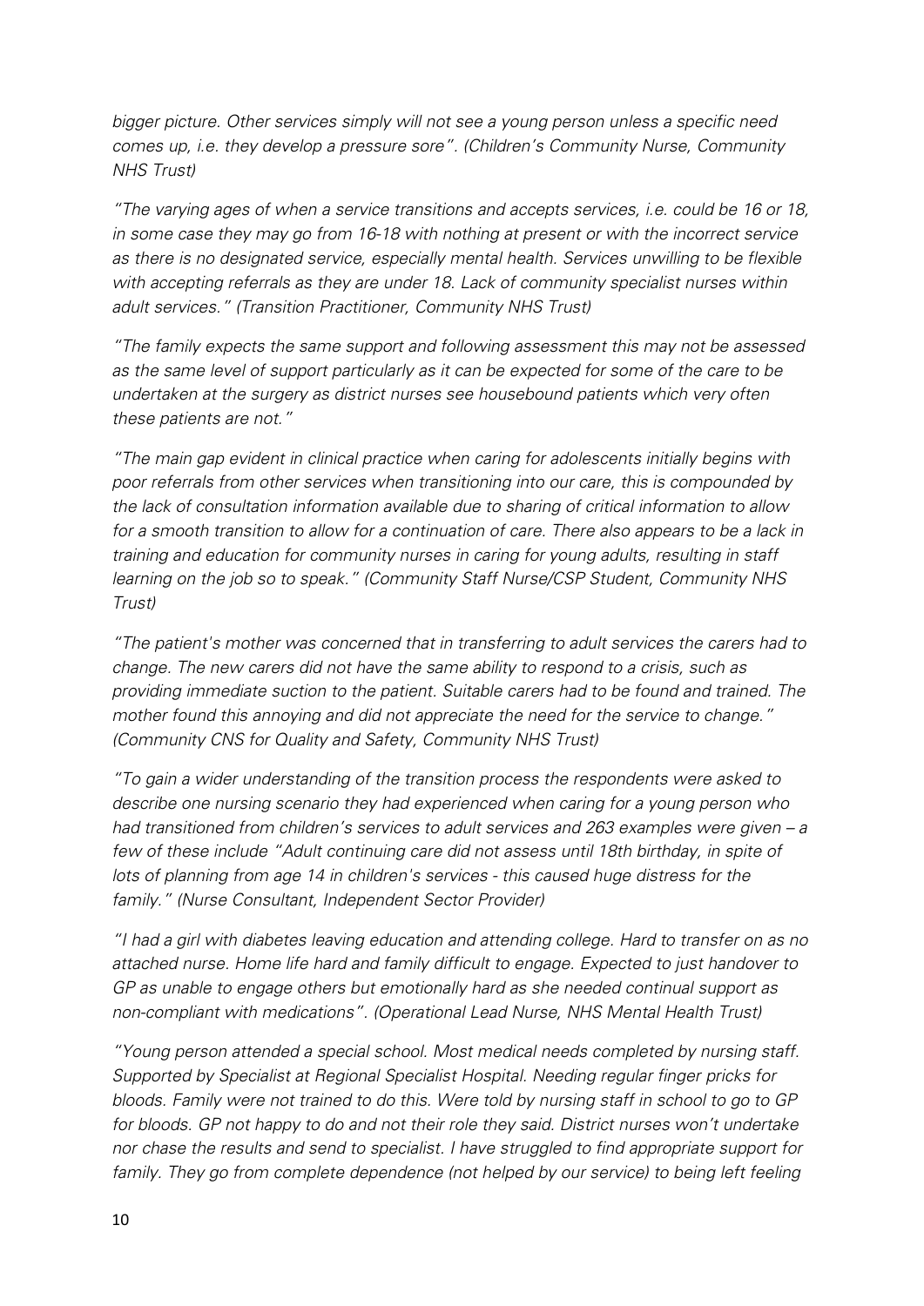*bigger picture. Other services simply will not see a young person unless a specific need comes up, i.e. they develop a pressure sore". (Children's Community Nurse, Community NHS Trust)*

*"The varying ages of when a service transitions and accepts services, i.e. could be 16 or 18, in some case they may go from 16-18 with nothing at present or with the incorrect service as there is no designated service, especially mental health. Services unwilling to be flexible with accepting referrals as they are under 18. Lack of community specialist nurses within adult services." (Transition Practitioner, Community NHS Trust)*

*"The family expects the same support and following assessment this may not be assessed as the same level of support particularly as it can be expected for some of the care to be undertaken at the surgery as district nurses see housebound patients which very often these patients are not."*

*"The main gap evident in clinical practice when caring for adolescents initially begins with poor referrals from other services when transitioning into our care, this is compounded by the lack of consultation information available due to sharing of critical information to allow for a smooth transition to allow for a continuation of care. There also appears to be a lack in training and education for community nurses in caring for young adults, resulting in staff learning on the job so to speak." (Community Staff Nurse/CSP Student, Community NHS Trust)*

*"The patient's mother was concerned that in transferring to adult services the carers had to change. The new carers did not have the same ability to respond to a crisis, such as providing immediate suction to the patient. Suitable carers had to be found and trained. The mother found this annoying and did not appreciate the need for the service to change." (Community CNS for Quality and Safety, Community NHS Trust)*

*"To gain a wider understanding of the transition process the respondents were asked to describe one nursing scenario they had experienced when caring for a young person who had transitioned from children's services to adult services and 263 examples were given – a few of these include "Adult continuing care did not assess until 18th birthday, in spite of lots of planning from age 14 in children's services - this caused huge distress for the family." (Nurse Consultant, Independent Sector Provider)*

*"I had a girl with diabetes leaving education and attending college. Hard to transfer on as no attached nurse. Home life hard and family difficult to engage. Expected to just handover to GP as unable to engage others but emotionally hard as she needed continual support as non-compliant with medications". (Operational Lead Nurse, NHS Mental Health Trust)*

*"Young person attended a special school. Most medical needs completed by nursing staff. Supported by Specialist at Regional Specialist Hospital. Needing regular finger pricks for bloods. Family were not trained to do this. Were told by nursing staff in school to go to GP for bloods. GP not happy to do and not their role they said. District nurses won't undertake nor chase the results and send to specialist. I have struggled to find appropriate support for family. They go from complete dependence (not helped by our service) to being left feeling*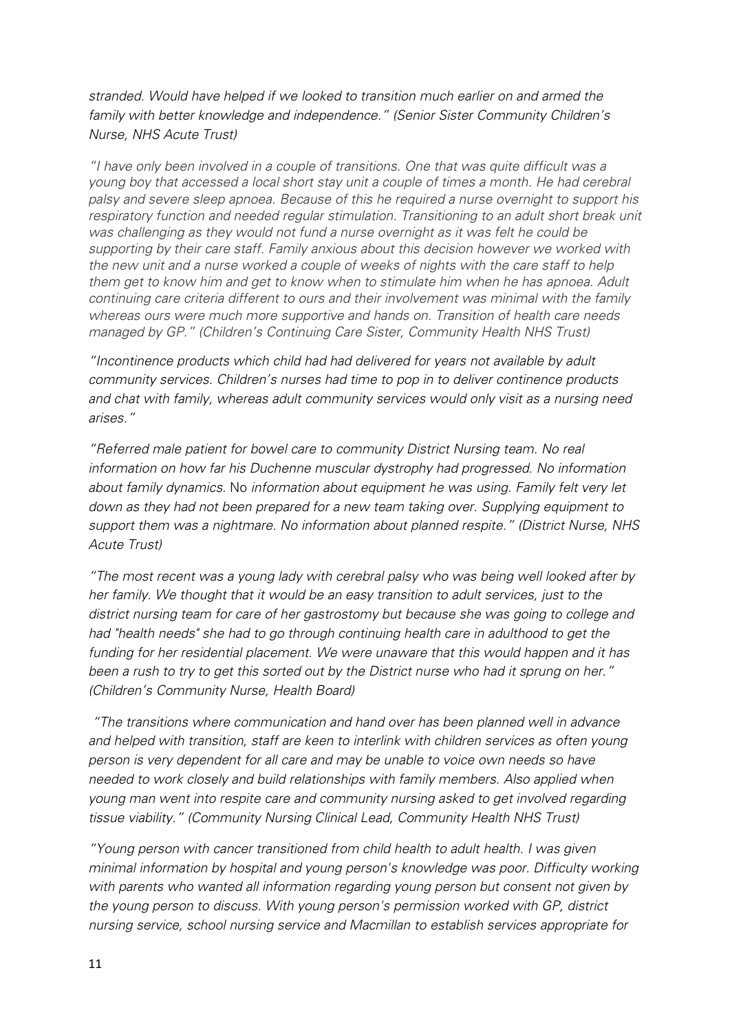*stranded. Would have helped if we looked to transition much earlier on and armed the family with better knowledge and independence." (Senior Sister Community Children's Nurse, NHS Acute Trust)*

*"I have only been involved in a couple of transitions. One that was quite difficult was a young boy that accessed a local short stay unit a couple of times a month. He had cerebral palsy and severe sleep apnoea. Because of this he required a nurse overnight to support his respiratory function and needed regular stimulation. Transitioning to an adult short break unit was challenging as they would not fund a nurse overnight as it was felt he could be supporting by their care staff. Family anxious about this decision however we worked with the new unit and a nurse worked a couple of weeks of nights with the care staff to help them get to know him and get to know when to stimulate him when he has apnoea. Adult continuing care criteria different to ours and their involvement was minimal with the family whereas ours were much more supportive and hands on. Transition of health care needs managed by GP." (Children's Continuing Care Sister, Community Health NHS Trust)*

*"Incontinence products which child had had delivered for years not available by adult community services. Children's nurses had time to pop in to deliver continence products and chat with family, whereas adult community services would only visit as a nursing need arises."*

*"Referred male patient for bowel care to community District Nursing team. No real information on how far his Duchenne muscular dystrophy had progressed. No information about family dynamics.* No *information about equipment he was using. Family felt very let down as they had not been prepared for a new team taking over. Supplying equipment to support them was a nightmare. No information about planned respite." (District Nurse, NHS Acute Trust)*

*"The most recent was a young lady with cerebral palsy who was being well looked after by her family. We thought that it would be an easy transition to adult services, just to the district nursing team for care of her gastrostomy but because she was going to college and had "health needs" she had to go through continuing health care in adulthood to get the funding for her residential placement. We were unaware that this would happen and it has been a rush to try to get this sorted out by the District nurse who had it sprung on her." (Children's Community Nurse, Health Board)*

*"The transitions where communication and hand over has been planned well in advance and helped with transition, staff are keen to interlink with children services as often young person is very dependent for all care and may be unable to voice own needs so have needed to work closely and build relationships with family members. Also applied when young man went into respite care and community nursing asked to get involved regarding tissue viability." (Community Nursing Clinical Lead, Community Health NHS Trust)*

*"Young person with cancer transitioned from child health to adult health. I was given minimal information by hospital and young person's knowledge was poor. Difficulty working with parents who wanted all information regarding young person but consent not given by the young person to discuss. With young person's permission worked with GP, district nursing service, school nursing service and Macmillan to establish services appropriate for*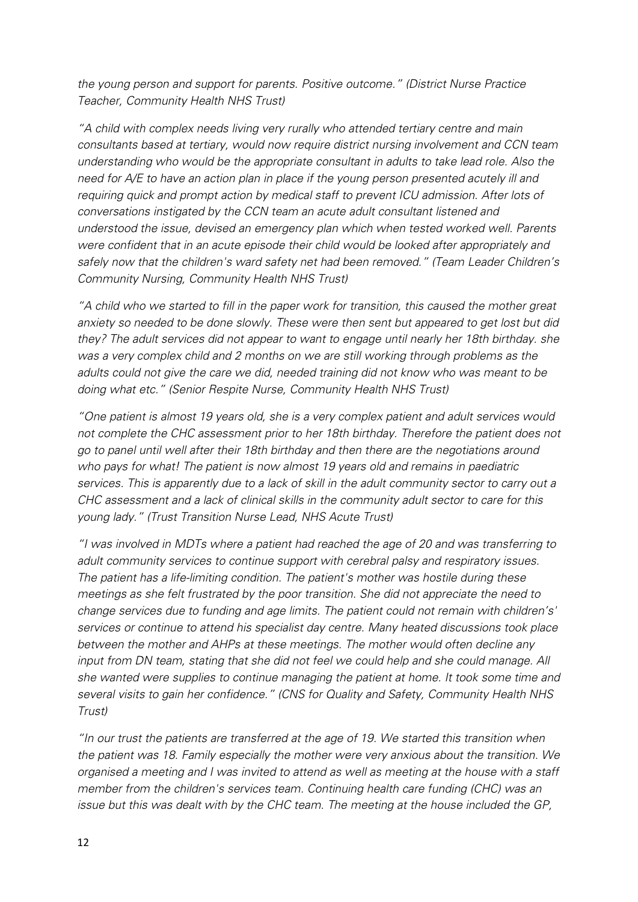*the young person and support for parents. Positive outcome." (District Nurse Practice Teacher, Community Health NHS Trust)*

*"A child with complex needs living very rurally who attended tertiary centre and main consultants based at tertiary, would now require district nursing involvement and CCN team understanding who would be the appropriate consultant in adults to take lead role. Also the need for A/E to have an action plan in place if the young person presented acutely ill and requiring quick and prompt action by medical staff to prevent ICU admission. After lots of conversations instigated by the CCN team an acute adult consultant listened and understood the issue, devised an emergency plan which when tested worked well. Parents were confident that in an acute episode their child would be looked after appropriately and safely now that the children's ward safety net had been removed." (Team Leader Children's Community Nursing, Community Health NHS Trust)*

*"A child who we started to fill in the paper work for transition, this caused the mother great anxiety so needed to be done slowly. These were then sent but appeared to get lost but did they? The adult services did not appear to want to engage until nearly her 18th birthday. she was a very complex child and 2 months on we are still working through problems as the adults could not give the care we did, needed training did not know who was meant to be doing what etc." (Senior Respite Nurse, Community Health NHS Trust)*

*"One patient is almost 19 years old, she is a very complex patient and adult services would not complete the CHC assessment prior to her 18th birthday. Therefore the patient does not go to panel until well after their 18th birthday and then there are the negotiations around who pays for what! The patient is now almost 19 years old and remains in paediatric services. This is apparently due to a lack of skill in the adult community sector to carry out a CHC assessment and a lack of clinical skills in the community adult sector to care for this young lady." (Trust Transition Nurse Lead, NHS Acute Trust)*

*"I was involved in MDTs where a patient had reached the age of 20 and was transferring to adult community services to continue support with cerebral palsy and respiratory issues. The patient has a life-limiting condition. The patient's mother was hostile during these meetings as she felt frustrated by the poor transition. She did not appreciate the need to change services due to funding and age limits. The patient could not remain with children's' services or continue to attend his specialist day centre. Many heated discussions took place between the mother and AHPs at these meetings. The mother would often decline any input from DN team, stating that she did not feel we could help and she could manage. All she wanted were supplies to continue managing the patient at home. It took some time and several visits to gain her confidence." (CNS for Quality and Safety, Community Health NHS Trust)*

*"In our trust the patients are transferred at the age of 19. We started this transition when the patient was 18. Family especially the mother were very anxious about the transition. We organised a meeting and I was invited to attend as well as meeting at the house with a staff member from the children's services team. Continuing health care funding (CHC) was an issue but this was dealt with by the CHC team. The meeting at the house included the GP,*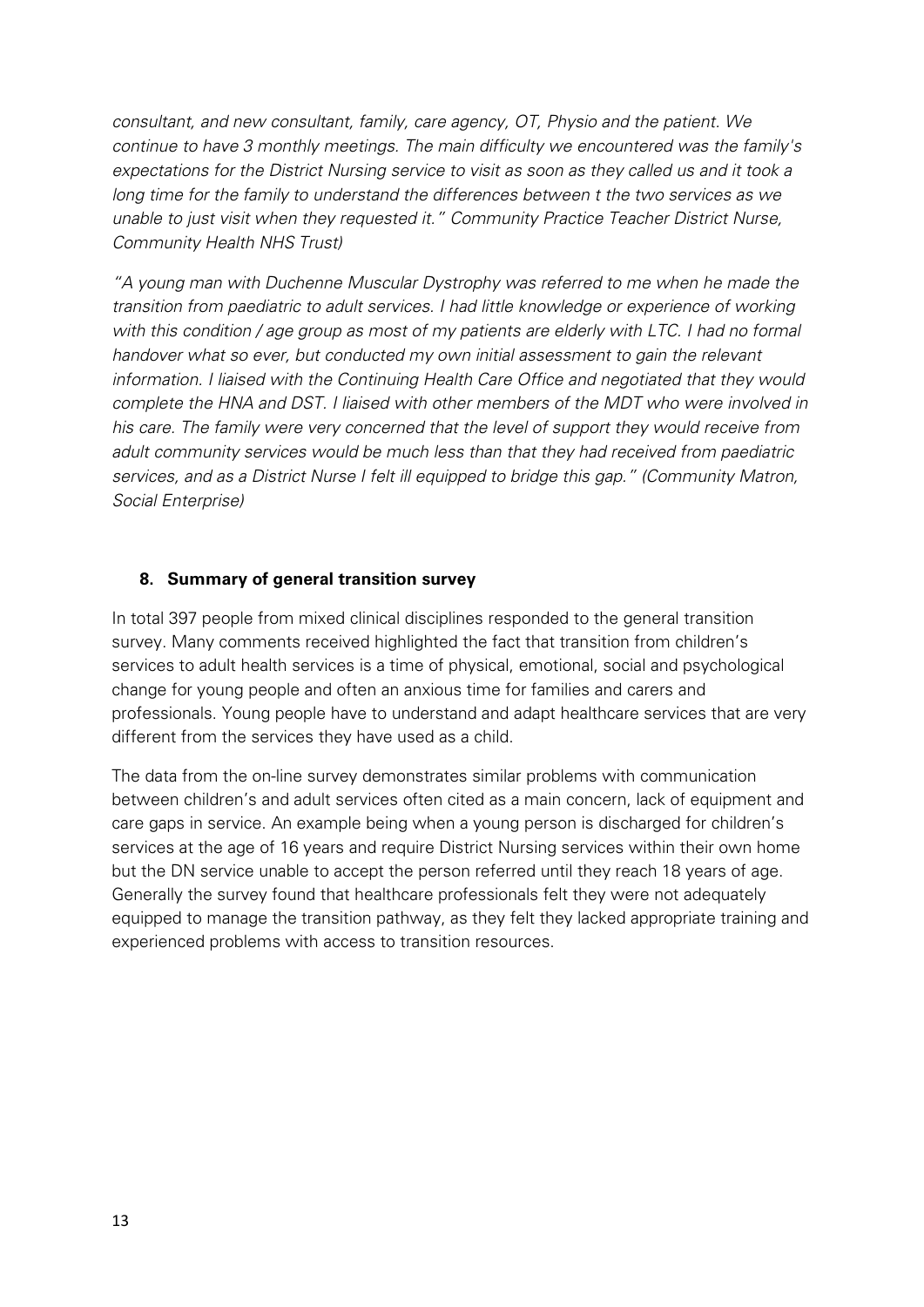*consultant, and new consultant, family, care agency, OT, Physio and the patient. We continue to have 3 monthly meetings. The main difficulty we encountered was the family's expectations for the District Nursing service to visit as soon as they called us and it took a long time for the family to understand the differences between t the two services as we unable to just visit when they requested it." Community Practice Teacher District Nurse, Community Health NHS Trust)*

*"A young man with Duchenne Muscular Dystrophy was referred to me when he made the transition from paediatric to adult services. I had little knowledge or experience of working with this condition / age group as most of my patients are elderly with LTC. I had no formal handover what so ever, but conducted my own initial assessment to gain the relevant information. I liaised with the Continuing Health Care Office and negotiated that they would complete the HNA and DST. I liaised with other members of the MDT who were involved in his care. The family were very concerned that the level of support they would receive from adult community services would be much less than that they had received from paediatric services, and as a District Nurse I felt ill equipped to bridge this gap." (Community Matron, Social Enterprise)*

## 8. Summary of general transition survey

In total 397 people from mixed clinical disciplines responded to the general transition survey. Many comments received highlighted the fact that transition from children's services to adult health services is a time of physical, emotional, social and psychological change for young people and often an anxious time for families and carers and professionals. Young people have to understand and adapt healthcare services that are very different from the services they have used as a child.

The data from the on-line survey demonstrates similar problems with communication between children's and adult services often cited as a main concern, lack of equipment and care gaps in service. An example being when a young person is discharged for children's services at the age of 16 years and require District Nursing services within their own home but the DN service unable to accept the person referred until they reach 18 years of age. Generally the survey found that healthcare professionals felt they were not adequately equipped to manage the transition pathway, as they felt they lacked appropriate training and experienced problems with access to transition resources.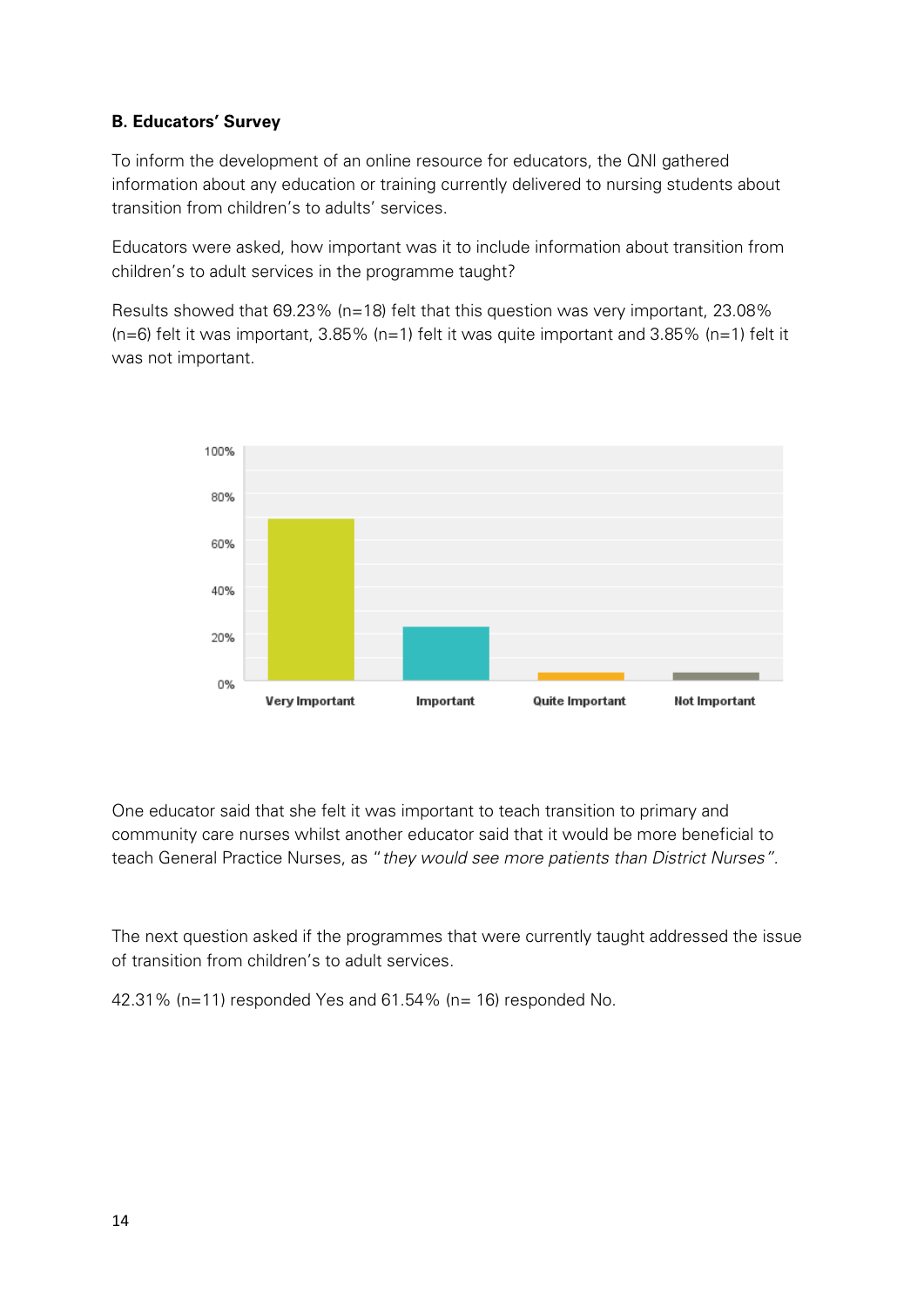### B. Educators' Survey

To inform the development of an online resource for educators, the QNI gathered information about any education or training currently delivered to nursing students about transition from children's to adults' services.

Educators were asked, how important was it to include information about transition from children's to adult services in the programme taught?

Results showed that 69.23% (n=18) felt that this question was very important, 23.08% (n=6) felt it was important, 3.85% (n=1) felt it was quite important and 3.85% (n=1) felt it was not important.

One educator said that she felt it was important to teach transition to primary and community care nurses whilst another educator said that it would be more beneficial to teach General Practice Nurses, as "*they would see more patients than District Nurses*".

The next question asked if the programmes that were currently taught addressed the issue of transition from children's to adult services.

42.31% (n=11) responded Yes and 61.54% (n= 16) responded No.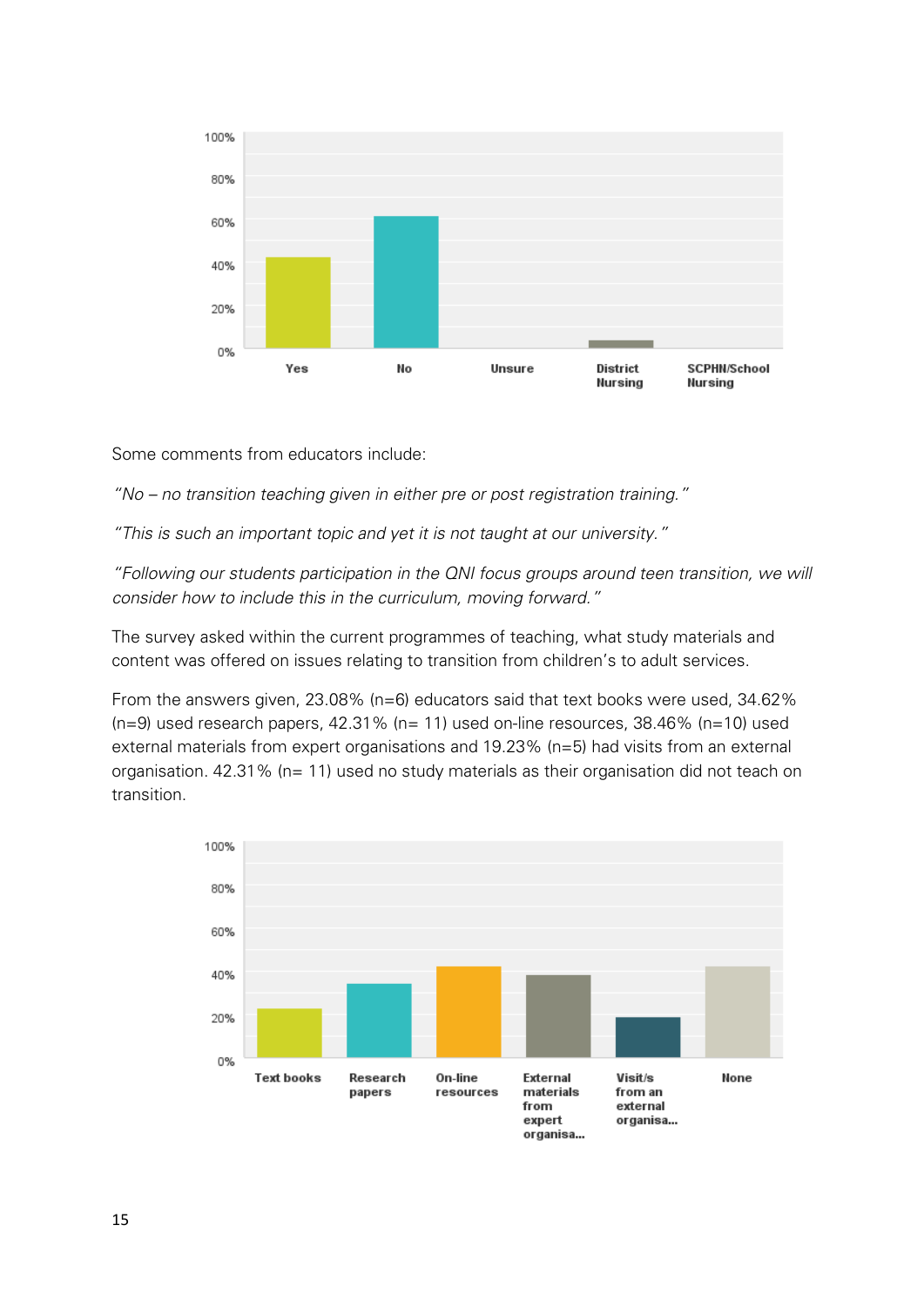Some comments from educators include:

*"No – no transition teaching given in either pre or post registration training."*

*"This is such an important topic and yet it is not taught at our university."*

*"Following our students participation in the QNI focus groups around teen transition, we will consider how to include this in the curriculum, moving forward."*

The survey asked within the current programmes of teaching, what study materials and content was offered on issues relating to transition from children's to adult services.

From the answers given, 23.08% (n=6) educators said that text books were used, 34.62% (n=9) used research papers, 42.31% (n= 11) used on-line resources, 38.46% (n=10) used external materials from expert organisations and 19.23% (n=5) had visits from an external organisation. 42.31% (n= 11) used no study materials as their organisation did not teach on transition.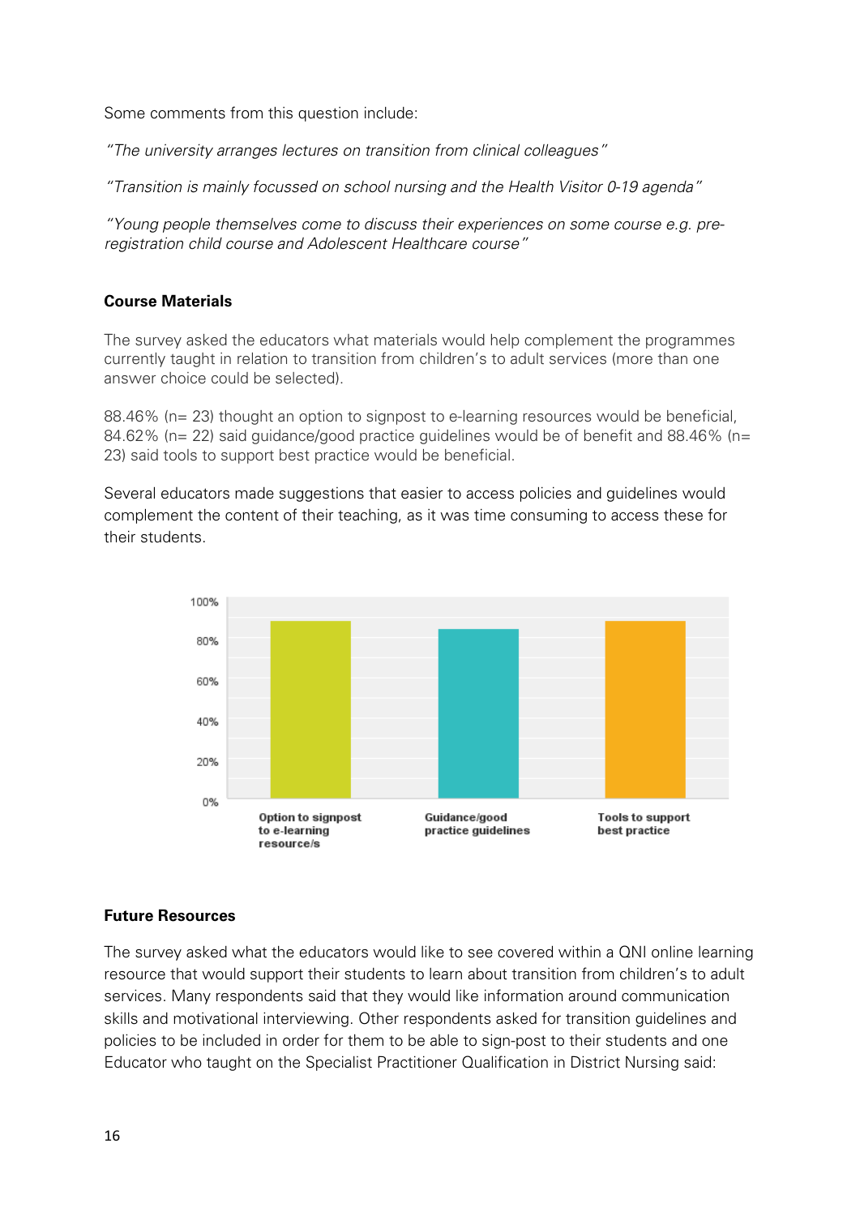Some comments from this question include:

*"The university arranges lectures on transition from clinical colleagues"*

*"Transition is mainly focussed on school nursing and the Health Visitor 0-19 agenda"*

*"Young people themselves come to discuss their experiences on some course e.g. pre-registration child course and Adolescent Healthcare course"*

**Course Materials**

The survey asked the educators what materials would help complement the programmes currently taught in relation to transition from children's to adult services (more than one answer choice could be selected).

88.46% (n= 23) thought an option to signpost to e-learning resources would be beneficial, 84.62% (n= 22) said guidance/good practice guidelines would be of benefit and 88.46% (n= 23) said tools to support best practice would be beneficial.

Several educators made suggestions that easier to access policies and guidelines would complement the content of their teaching, as it was time consuming to access these for their students.

**Future Resources**

The survey asked what the educators would like to see covered within a QNI online learning resource that would support their students to learn about transition from children's to adult services. Many respondents said that they would like information around communication skills and motivational interviewing. Other respondents asked for transition guidelines and policies to be included in order for them to be able to sign-post to their students and one Educator who taught on the Specialist Practitioner Qualification in District Nursing said: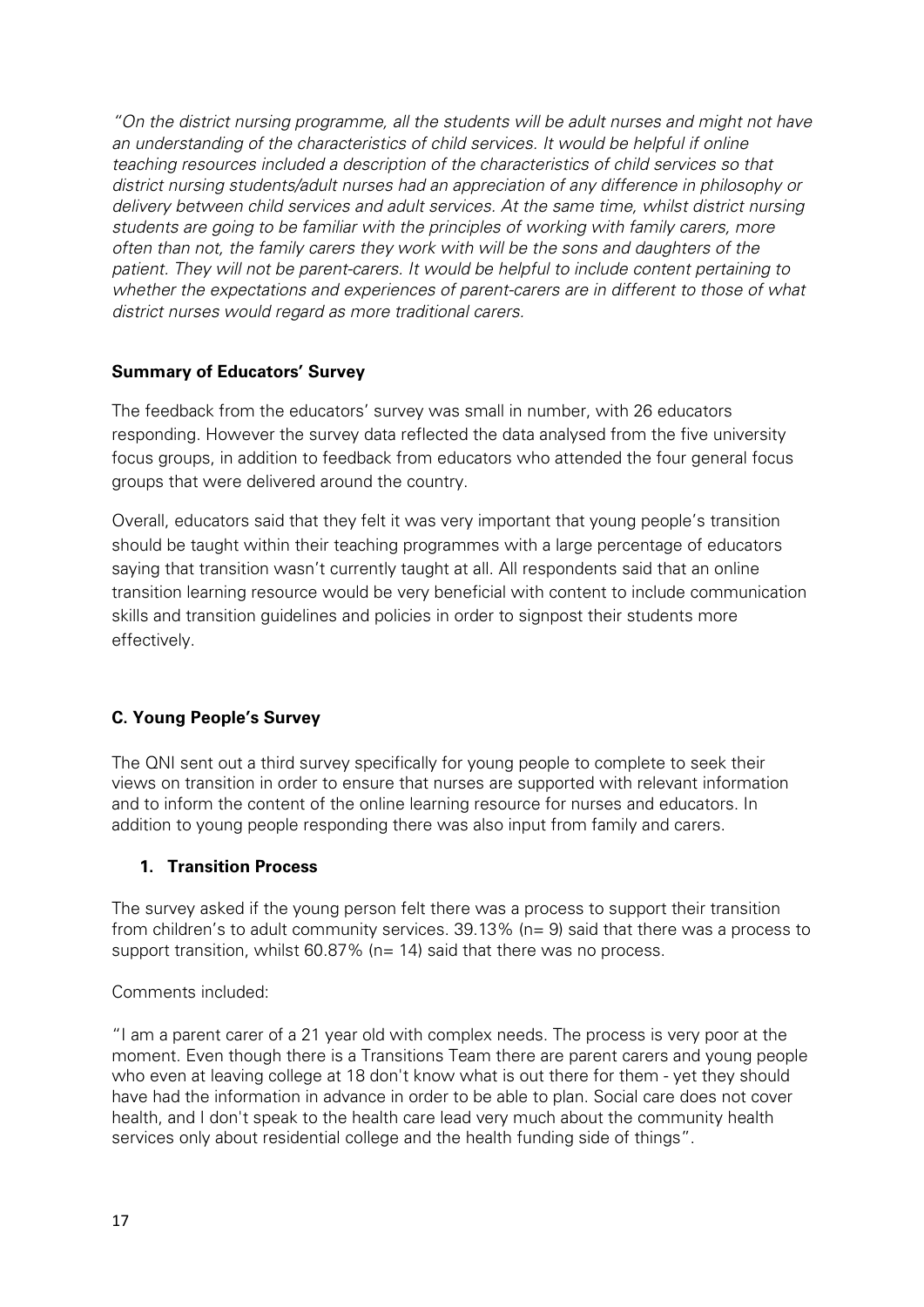*"On the district nursing programme, all the students will be adult nurses and might not have an understanding of the characteristics of child services. It would be helpful if online teaching resources included a description of the characteristics of child services so that district nursing students/adult nurses had an appreciation of any difference in philosophy or delivery between child services and adult services. At the same time, whilst district nursing students are going to be familiar with the principles of working with family carers, more often than not, the family carers they work with will be the sons and daughters of the patient. They will not be parent-carers. It would be helpful to include content pertaining to whether the expectations and experiences of parent-carers are in different to those of what district nurses would regard as more traditional carers.*

**Summary of Educators' Survey**

The feedback from the educators' survey was small in number, with 26 educators responding. However the survey data reflected the data analysed from the five university focus groups, in addition to feedback from educators who attended the four general focus groups that were delivered around the country.

Overall, educators said that they felt it was very important that young people's transition should be taught within their teaching programmes with a large percentage of educators saying that transition wasn't currently taught at all. All respondents said that an online transition learning resource would be very beneficial with content to include communication skills and transition guidelines and policies in order to signpost their students more effectively.

### C. Young People's Survey

The QNI sent out a third survey specifically for young people to complete to seek their views on transition in order to ensure that nurses are supported with relevant information and to inform the content of the online learning resource for nurses and educators. In addition to young people responding there was also input from family and carers.

**1. Transition Process**

The survey asked if the young person felt there was a process to support their transition from children's to adult community services. 39.13% (n= 9) said that there was a process to support transition, whilst 60.87% (n= 14) said that there was no process.

Comments included:

"I am a parent carer of a 21 year old with complex needs. The process is very poor at the moment. Even though there is a Transitions Team there are parent carers and young people who even at leaving college at 18 don't know what is out there for them - yet they should have had the information in advance in order to be able to plan. Social care does not cover health, and I don't speak to the health care lead very much about the community health services only about residential college and the health funding side of things".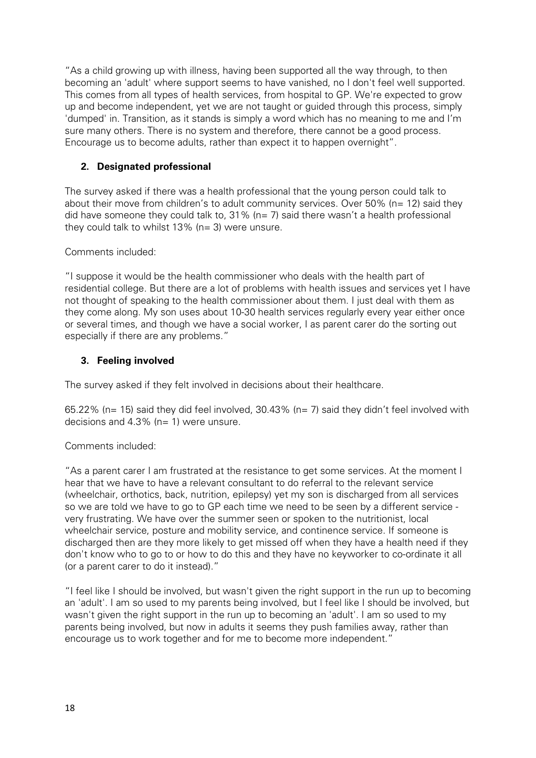"As a child growing up with illness, having been supported all the way through, to then becoming an 'adult' where support seems to have vanished, no I don't feel well supported. This comes from all types of health services, from hospital to GP. We're expected to grow up and become independent, yet we are not taught or guided through this process, simply 'dumped' in. Transition, as it stands is simply a word which has no meaning to me and I'm sure many others. There is no system and therefore, there cannot be a good process. Encourage us to become adults, rather than expect it to happen overnight".

### 2. Designated professional

The survey asked if there was a health professional that the young person could talk to about their move from children's to adult community services. Over 50% (n= 12) said they did have someone they could talk to, 31% (n= 7) said there wasn't a health professional they could talk to whilst 13% (n= 3) were unsure.

Comments included:

"I suppose it would be the health commissioner who deals with the health part of residential college. But there are a lot of problems with health issues and services yet I have not thought of speaking to the health commissioner about them. I just deal with them as they come along. My son uses about 10-30 health services regularly every year either once or several times, and though we have a social worker, I as parent carer do the sorting out especially if there are any problems."

### 3. Feeling involved

The survey asked if they felt involved in decisions about their healthcare.

65.22% (n= 15) said they did feel involved, 30.43% (n= 7) said they didn't feel involved with decisions and 4.3% (n= 1) were unsure.

Comments included:

"As a parent carer I am frustrated at the resistance to get some services. At the moment I hear that we have to have a relevant consultant to do referral to the relevant service (wheelchair, orthotics, back, nutrition, epilepsy) yet my son is discharged from all services so we are told we have to go to GP each time we need to be seen by a different service - very frustrating. We have over the summer seen or spoken to the nutritionist, local wheelchair service, posture and mobility service, and continence service. If someone is discharged then are they more likely to get missed off when they have a health need if they don't know who to go to or how to do this and they have no keyworker to co-ordinate it all (or a parent carer to do it instead)."

"I feel like I should be involved, but wasn't given the right support in the run up to becoming an 'adult'. I am so used to my parents being involved, but I feel like I should be involved, but wasn't given the right support in the run up to becoming an 'adult'. I am so used to my parents being involved, but now in adults it seems they push families away, rather than encourage us to work together and for me to become more independent."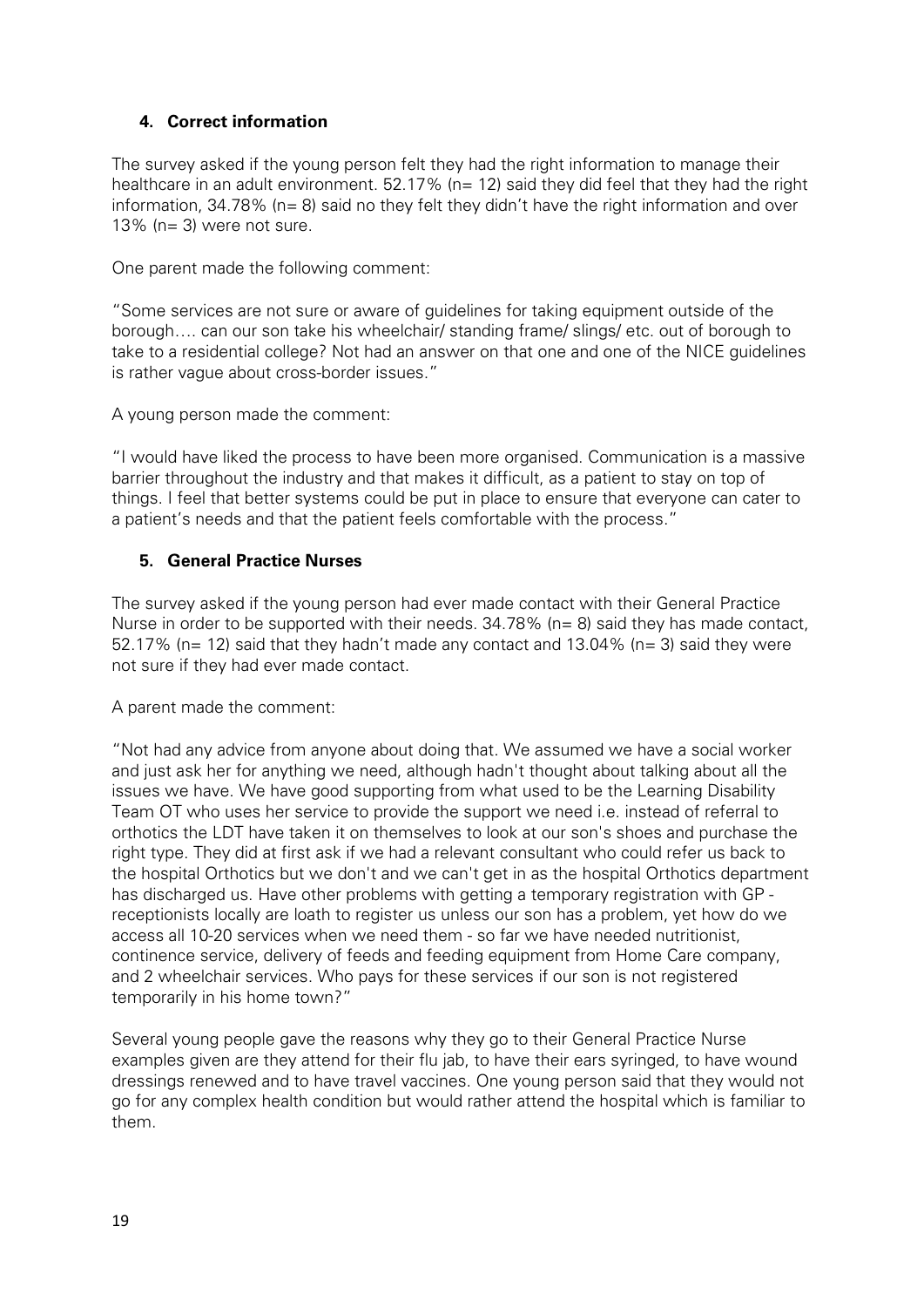### 4. Correct information

The survey asked if the young person felt they had the right information to manage their healthcare in an adult environment. 52.17% (n= 12) said they did feel that they had the right information, 34.78% (n= 8) said no they felt they didn't have the right information and over 13% (n= 3) were not sure.

One parent made the following comment:

"Some services are not sure or aware of guidelines for taking equipment outside of the borough…. can our son take his wheelchair/ standing frame/ slings/ etc. out of borough to take to a residential college? Not had an answer on that one and one of the NICE guidelines is rather vague about cross-border issues."

A young person made the comment:

"I would have liked the process to have been more organised. Communication is a massive barrier throughout the industry and that makes it difficult, as a patient to stay on top of things. I feel that better systems could be put in place to ensure that everyone can cater to a patient's needs and that the patient feels comfortable with the process."

### 5. General Practice Nurses

The survey asked if the young person had ever made contact with their General Practice Nurse in order to be supported with their needs. 34.78% (n= 8) said they has made contact, 52.17% (n= 12) said that they hadn't made any contact and 13.04% (n= 3) said they were not sure if they had ever made contact.

A parent made the comment:

"Not had any advice from anyone about doing that. We assumed we have a social worker and just ask her for anything we need, although hadn't thought about talking about all the issues we have. We have good supporting from what used to be the Learning Disability Team OT who uses her service to provide the support we need i.e. instead of referral to orthotics the LDT have taken it on themselves to look at our son's shoes and purchase the right type. They did at first ask if we had a relevant consultant who could refer us back to the hospital Orthotics but we don't and we can't get in as the hospital Orthotics department has discharged us. Have other problems with getting a temporary registration with GP - receptionists locally are loath to register us unless our son has a problem, yet how do we access all 10-20 services when we need them - so far we have needed nutritionist, continence service, delivery of feeds and feeding equipment from Home Care company, and 2 wheelchair services. Who pays for these services if our son is not registered temporarily in his home town?"

Several young people gave the reasons why they go to their General Practice Nurse examples given are they attend for their flu jab, to have their ears syringed, to have wound dressings renewed and to have travel vaccines. One young person said that they would not go for any complex health condition but would rather attend the hospital which is familiar to them.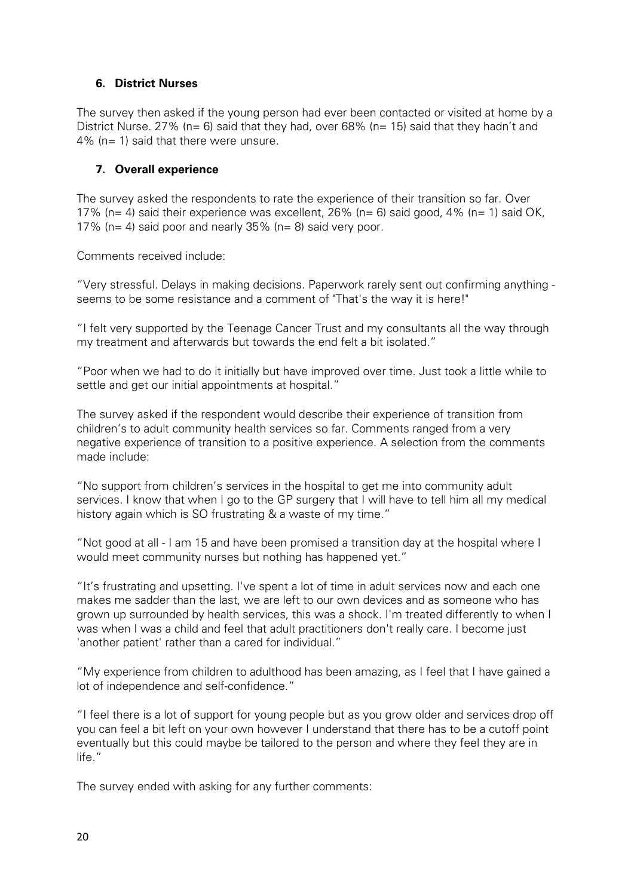### 6. District Nurses

The survey then asked if the young person had ever been contacted or visited at home by a District Nurse. 27% (n= 6) said that they had, over 68% (n= 15) said that they hadn't and 4% (n= 1) said that there were unsure.

### 7. Overall experience

The survey asked the respondents to rate the experience of their transition so far. Over 17% (n= 4) said their experience was excellent, 26% (n= 6) said good, 4% (n= 1) said OK, 17% (n= 4) said poor and nearly 35% (n= 8) said very poor.

Comments received include:

"Very stressful. Delays in making decisions. Paperwork rarely sent out confirming anything - seems to be some resistance and a comment of "That's the way it is here!"

"I felt very supported by the Teenage Cancer Trust and my consultants all the way through my treatment and afterwards but towards the end felt a bit isolated."

"Poor when we had to do it initially but have improved over time. Just took a little while to settle and get our initial appointments at hospital."

The survey asked if the respondent would describe their experience of transition from children's to adult community health services so far. Comments ranged from a very negative experience of transition to a positive experience. A selection from the comments made include:

"No support from children's services in the hospital to get me into community adult services. I know that when I go to the GP surgery that I will have to tell him all my medical history again which is SO frustrating & a waste of my time."

"Not good at all - I am 15 and have been promised a transition day at the hospital where I would meet community nurses but nothing has happened yet."

"It's frustrating and upsetting. I've spent a lot of time in adult services now and each one makes me sadder than the last, we are left to our own devices and as someone who has grown up surrounded by health services, this was a shock. I'm treated differently to when I was when I was a child and feel that adult practitioners don't really care. I become just 'another patient' rather than a cared for individual."

"My experience from children to adulthood has been amazing, as I feel that I have gained a lot of independence and self-confidence."

"I feel there is a lot of support for young people but as you grow older and services drop off you can feel a bit left on your own however I understand that there has to be a cutoff point eventually but this could maybe be tailored to the person and where they feel they are in life."

The survey ended with asking for any further comments: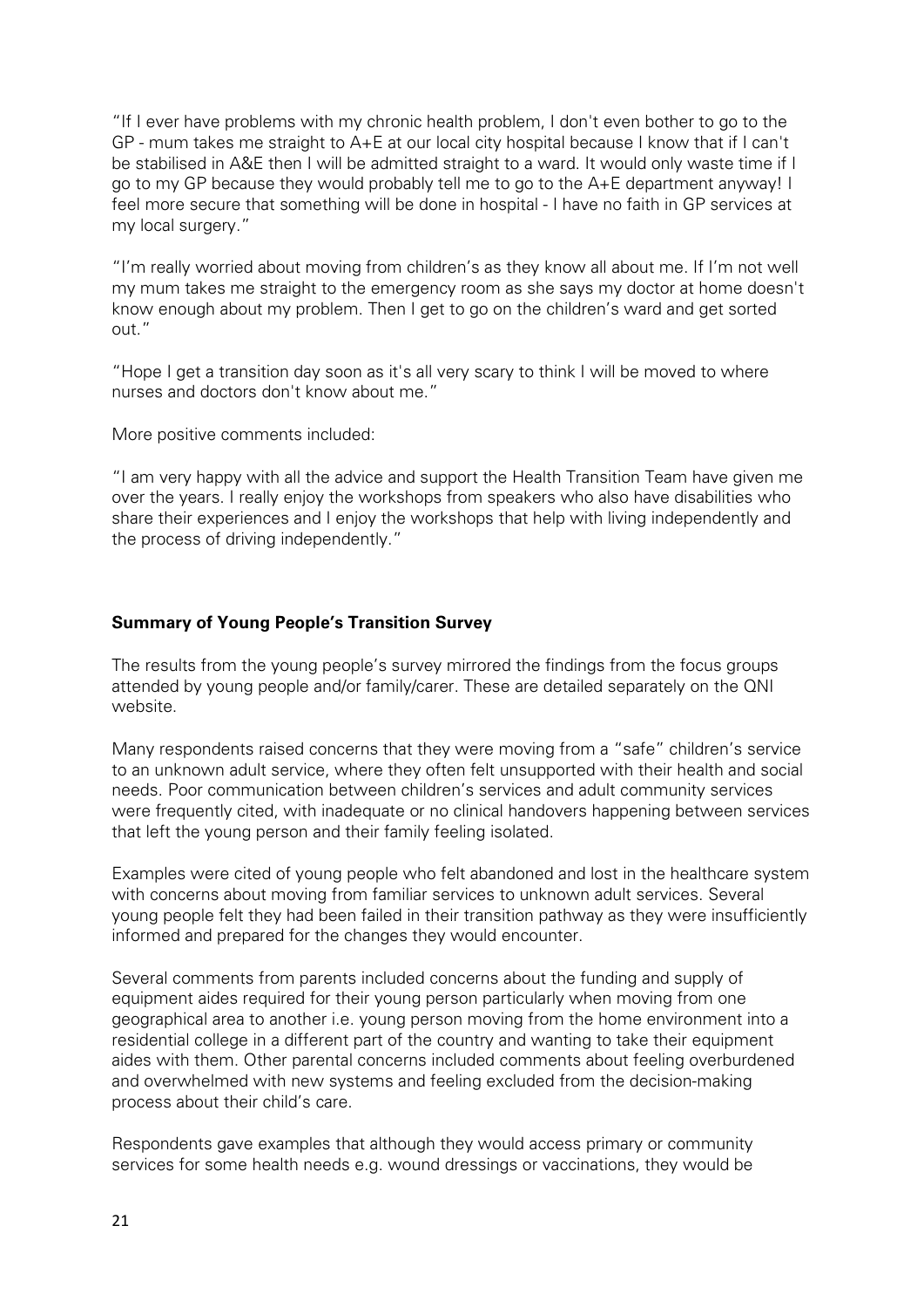"If I ever have problems with my chronic health problem, I don't even bother to go to the GP - mum takes me straight to A+E at our local city hospital because I know that if I can't be stabilised in A&E then I will be admitted straight to a ward. It would only waste time if I go to my GP because they would probably tell me to go to the A+E department anyway! I feel more secure that something will be done in hospital - I have no faith in GP services at my local surgery."

"I'm really worried about moving from children's as they know all about me. If I'm not well my mum takes me straight to the emergency room as she says my doctor at home doesn't know enough about my problem. Then I get to go on the children's ward and get sorted out."

"Hope I get a transition day soon as it's all very scary to think I will be moved to where nurses and doctors don't know about me."

More positive comments included:

"I am very happy with all the advice and support the Health Transition Team have given me over the years. I really enjoy the workshops from speakers who also have disabilities who share their experiences and I enjoy the workshops that help with living independently and the process of driving independently."

**Summary of Young People's Transition Survey**

The results from the young people's survey mirrored the findings from the focus groups attended by young people and/or family/carer. These are detailed separately on the QNI website.

Many respondents raised concerns that they were moving from a "safe" children's service to an unknown adult service, where they often felt unsupported with their health and social needs. Poor communication between children's services and adult community services were frequently cited, with inadequate or no clinical handovers happening between services that left the young person and their family feeling isolated.

Examples were cited of young people who felt abandoned and lost in the healthcare system with concerns about moving from familiar services to unknown adult services. Several young people felt they had been failed in their transition pathway as they were insufficiently informed and prepared for the changes they would encounter.

Several comments from parents included concerns about the funding and supply of equipment aides required for their young person particularly when moving from one geographical area to another i.e. young person moving from the home environment into a residential college in a different part of the country and wanting to take their equipment aides with them. Other parental concerns included comments about feeling overburdened and overwhelmed with new systems and feeling excluded from the decision-making process about their child's care.

Respondents gave examples that although they would access primary or community services for some health needs e.g. wound dressings or vaccinations, they would be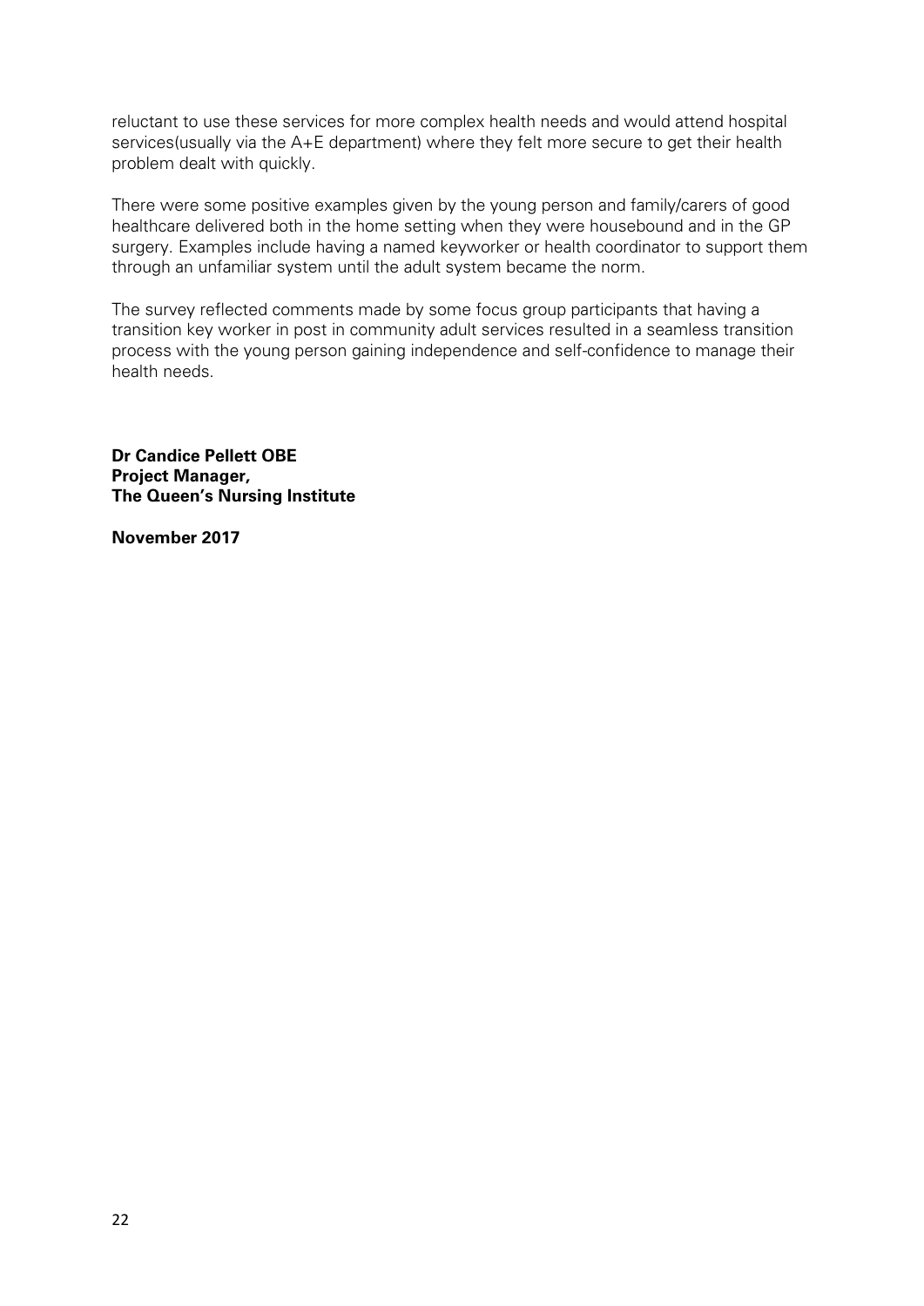reluctant to use these services for more complex health needs and would attend hospital services(usually via the A+E department) where they felt more secure to get their health problem dealt with quickly.

There were some positive examples given by the young person and family/carers of good healthcare delivered both in the home setting when they were housebound and in the GP surgery. Examples include having a named keyworker or health coordinator to support them through an unfamiliar system until the adult system became the norm.

The survey reflected comments made by some focus group participants that having a transition key worker in post in community adult services resulted in a seamless transition process with the young person gaining independence and self-confidence to manage their health needs.

**Dr Candice Pellett OBE**
**Project Manager,**
**The Queen's Nursing Institute**

**November 2017**